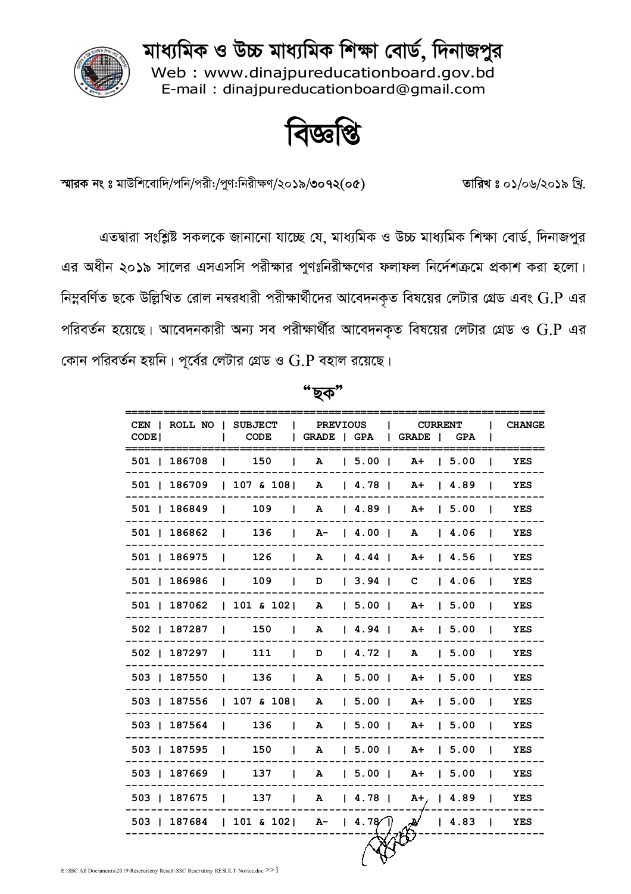# মাধ্যমিক ও উচ্চ মাধ্যমিক শিক্ষা বোর্ড, দিনাজপুর

Web : www.dinajpureducationboard.gov.bd
E-mail : dinajpureducationboard@gmail.com

## বিজ্ঞপ্তি

**স্মারক নং ঃ** মাউশিবোদি/পনি/পরীঃ/পুণঃনিরীক্ষণ/২০১৯/৩০৭২(০৫) **তারিখ ঃ** ০১/০৬/২০১৯ খ্রি.

এতদ্বারা সংশ্লিষ্ট সকলকে জানানো যাচ্ছে যে, মাধ্যমিক ও উচ্চ মাধ্যমিক শিক্ষা বোর্ড, দিনাজপুর এর অধীন ২০১৯ সালের এসএসসি পরীক্ষার পুণঃনিরীক্ষণের ফলাফল নির্দেশক্রমে প্রকাশ করা হলো। নিম্নবর্ণিত ছকে উল্লিখিত রোল নম্বরধারী পরীক্ষার্থীদের আবেদনকৃত বিষয়ের লেটার গ্রেড এবং G.P এর পরিবর্তন হয়েছে। আবেদনকারী অন্য সব পরীক্ষার্থীর আবেদনকৃত বিষয়ের লেটার গ্রেড ও G.P এর কোন পরিবর্তন হয়নি। পূর্বের লেটার গ্রেড ও G.P বহাল রয়েছে।

**"ছক"**

| CEN CODE | ROLL NO | SUBJECT CODE | PREVIOUS GRADE | PREVIOUS GPA | CURRENT GRADE | CURRENT GPA | CHANGE |
|---|---|---|---|---|---|---|---|
| 501 | 186708 | 150 | A | 5.00 | A+ | 5.00 | YES |
| 501 | 186709 | 107 & 108 | A | 4.78 | A+ | 4.89 | YES |
| 501 | 186849 | 109 | A | 4.89 | A+ | 5.00 | YES |
| 501 | 186862 | 136 | A- | 4.00 | A | 4.06 | YES |
| 501 | 186975 | 126 | A | 4.44 | A+ | 4.56 | YES |
| 501 | 186986 | 109 | D | 3.94 | C | 4.06 | YES |
| 501 | 187062 | 101 & 102 | A | 5.00 | A+ | 5.00 | YES |
| 502 | 187287 | 150 | A | 4.94 | A+ | 5.00 | YES |
| 502 | 187297 | 111 | D | 4.72 | A | 5.00 | YES |
| 503 | 187550 | 136 | A | 5.00 | A+ | 5.00 | YES |
| 503 | 187556 | 107 & 108 | A | 5.00 | A+ | 5.00 | YES |
| 503 | 187564 | 136 | A | 5.00 | A+ | 5.00 | YES |
| 503 | 187595 | 150 | A | 5.00 | A+ | 5.00 | YES |
| 503 | 187669 | 137 | A | 5.00 | A+ | 5.00 | YES |
| 503 | 187675 | 137 | A | 4.78 | A+ | 4.89 | YES |
| 503 | 187684 | 101 & 102 | A- | 4.78 | A | 4.83 | YES |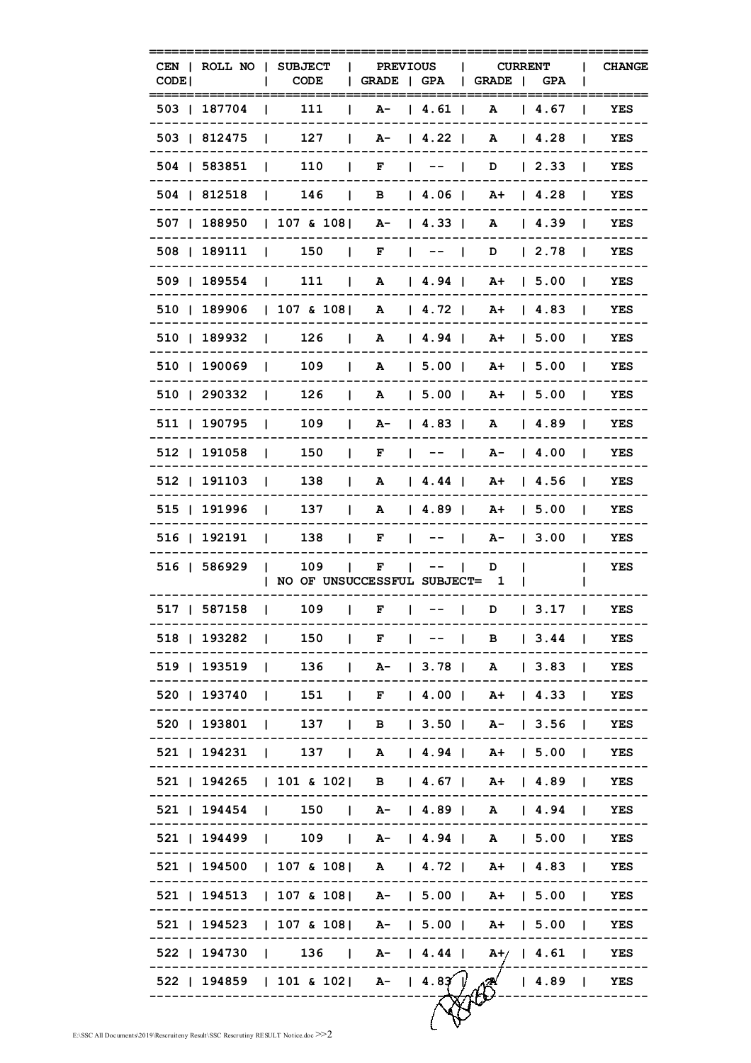| CEN CODE | ROLL NO | SUBJECT CODE | PREVIOUS GRADE | PREVIOUS GPA | CURRENT GRADE | CURRENT GPA | CHANGE |
|---|---|---|---|---|---|---|---|
| 503 | 187704 | 111 | A- | 4.61 | A | 4.67 | YES |
| 503 | 812475 | 127 | A- | 4.22 | A | 4.28 | YES |
| 504 | 583851 | 110 | F | -- | D | 2.33 | YES |
| 504 | 812518 | 146 | B | 4.06 | A+ | 4.28 | YES |
| 507 | 188950 | 107 & 108 | A- | 4.33 | A | 4.39 | YES |
| 508 | 189111 | 150 | F | -- | D | 2.78 | YES |
| 509 | 189554 | 111 | A | 4.94 | A+ | 5.00 | YES |
| 510 | 189906 | 107 & 108 | A | 4.72 | A+ | 4.83 | YES |
| 510 | 189932 | 126 | A | 4.94 | A+ | 5.00 | YES |
| 510 | 190069 | 109 | A | 5.00 | A+ | 5.00 | YES |
| 510 | 290332 | 126 | A | 5.00 | A+ | 5.00 | YES |
| 511 | 190795 | 109 | A- | 4.83 | A | 4.89 | YES |
| 512 | 191058 | 150 | F | -- | A- | 4.00 | YES |
| 512 | 191103 | 138 | A | 4.44 | A+ | 4.56 | YES |
| 515 | 191996 | 137 | A | 4.89 | A+ | 5.00 | YES |
| 516 | 192191 | 138 | F | -- | A- | 3.00 | YES |
| 516 | 586929 | 109<br>NO OF UNSUCCESSFUL SUBJECT= 1 | F | -- | D | | YES |
| 517 | 587158 | 109 | F | -- | D | 3.17 | YES |
| 518 | 193282 | 150 | F | -- | B | 3.44 | YES |
| 519 | 193519 | 136 | A- | 3.78 | A | 3.83 | YES |
| 520 | 193740 | 151 | F | 4.00 | A+ | 4.33 | YES |
| 520 | 193801 | 137 | B | 3.50 | A- | 3.56 | YES |
| 521 | 194231 | 137 | A | 4.94 | A+ | 5.00 | YES |
| 521 | 194265 | 101 & 102 | B | 4.67 | A+ | 4.89 | YES |
| 521 | 194454 | 150 | A- | 4.89 | A | 4.94 | YES |
| 521 | 194499 | 109 | A- | 4.94 | A | 5.00 | YES |
| 521 | 194500 | 107 & 108 | A | 4.72 | A+ | 4.83 | YES |
| 521 | 194513 | 107 & 108 | A- | 5.00 | A+ | 5.00 | YES |
| 521 | 194523 | 107 & 108 | A- | 5.00 | A+ | 5.00 | YES |
| 522 | 194730 | 136 | A- | 4.44 | A+ | 4.61 | YES |
| 522 | 194859 | 101 & 102 | A- | 4.83 | A | 4.89 | YES |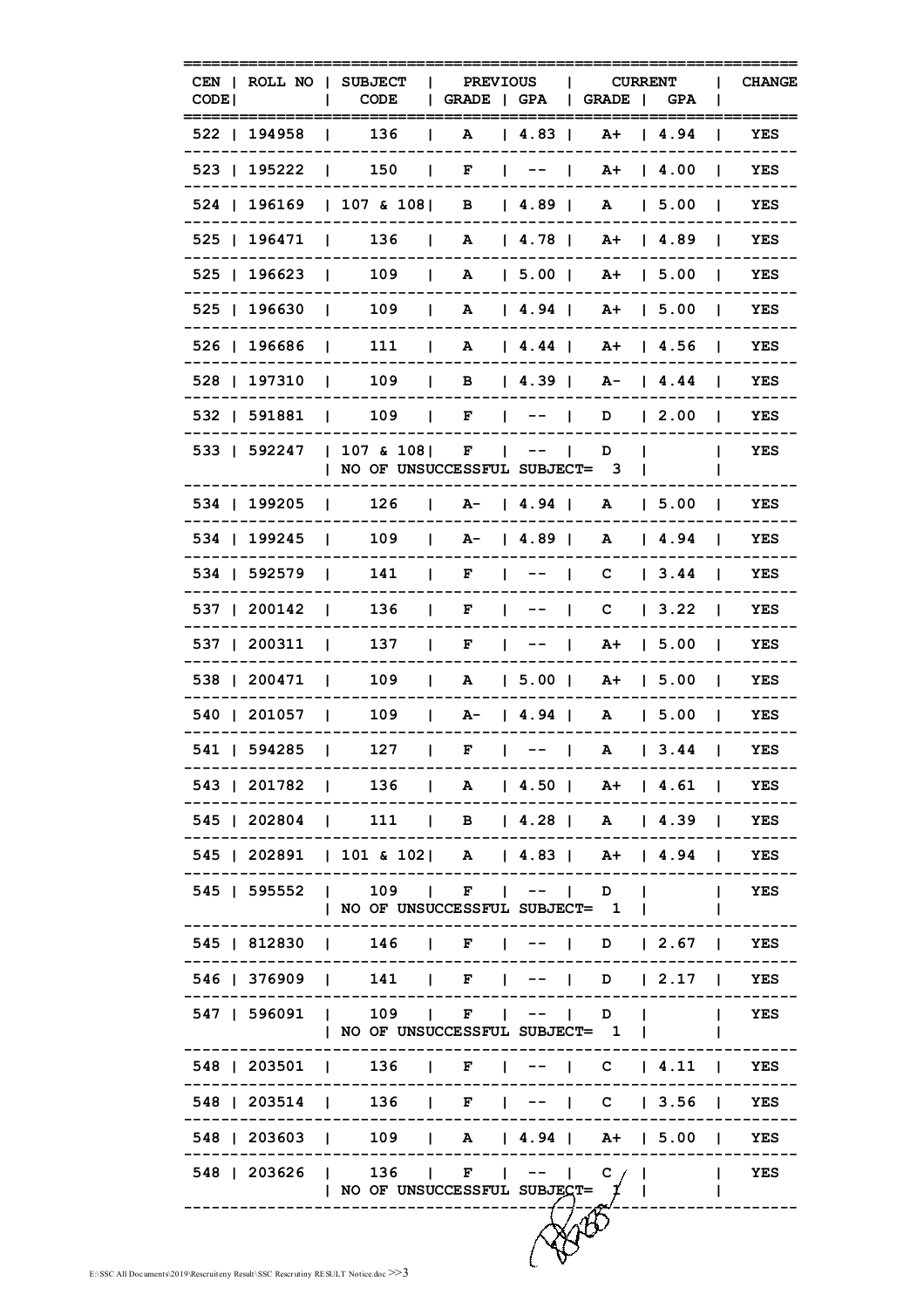| CEN CODE | ROLL NO | SUBJECT CODE | PREVIOUS GRADE | PREVIOUS GPA | CURRENT GRADE | CURRENT GPA | CHANGE |
|---|---|---|---|---|---|---|---|
| 522 | 194958 | 136 | A | 4.83 | A+ | 4.94 | YES |
| 523 | 195222 | 150 | F | -- | A+ | 4.00 | YES |
| 524 | 196169 | 107 & 108 | B | 4.89 | A | 5.00 | YES |
| 525 | 196471 | 136 | A | 4.78 | A+ | 4.89 | YES |
| 525 | 196623 | 109 | A | 5.00 | A+ | 5.00 | YES |
| 525 | 196630 | 109 | A | 4.94 | A+ | 5.00 | YES |
| 526 | 196686 | 111 | A | 4.44 | A+ | 4.56 | YES |
| 528 | 197310 | 109 | B | 4.39 | A- | 4.44 | YES |
| 532 | 591881 | 109 | F | -- | D | 2.00 | YES |
| 533 | 592247 | 107 & 108 | F | -- | D | | YES |
| | | NO OF UNSUCCESSFUL SUBJECT= 3 | | | | | |
| 534 | 199205 | 126 | A- | 4.94 | A | 5.00 | YES |
| 534 | 199245 | 109 | A- | 4.89 | A | 4.94 | YES |
| 534 | 592579 | 141 | F | -- | C | 3.44 | YES |
| 537 | 200142 | 136 | F | -- | C | 3.22 | YES |
| 537 | 200311 | 137 | F | -- | A+ | 5.00 | YES |
| 538 | 200471 | 109 | A | 5.00 | A+ | 5.00 | YES |
| 540 | 201057 | 109 | A- | 4.94 | A | 5.00 | YES |
| 541 | 594285 | 127 | F | -- | A | 3.44 | YES |
| 543 | 201782 | 136 | A | 4.50 | A+ | 4.61 | YES |
| 545 | 202804 | 111 | B | 4.28 | A | 4.39 | YES |
| 545 | 202891 | 101 & 102 | A | 4.83 | A+ | 4.94 | YES |
| 545 | 595552 | 109 | F | -- | D | | YES |
| | | NO OF UNSUCCESSFUL SUBJECT= 1 | | | | | |
| 545 | 812830 | 146 | F | -- | D | 2.67 | YES |
| 546 | 376909 | 141 | F | -- | D | 2.17 | YES |
| 547 | 596091 | 109 | F | -- | D | | YES |
| | | NO OF UNSUCCESSFUL SUBJECT= 1 | | | | | |
| 548 | 203501 | 136 | F | -- | C | 4.11 | YES |
| 548 | 203514 | 136 | F | -- | C | 3.56 | YES |
| 548 | 203603 | 109 | A | 4.94 | A+ | 5.00 | YES |
| 548 | 203626 | 136 | F | -- | C | | YES |
| | | NO OF UNSUCCESSFUL SUBJECT= 1 | | | | | |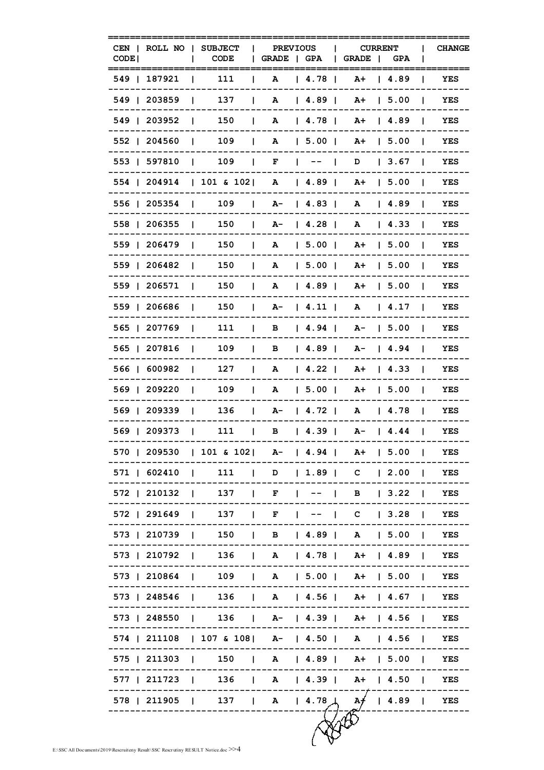| CEN CODE | ROLL NO | SUBJECT CODE | PREVIOUS GRADE | PREVIOUS GPA | CURRENT GRADE | CURRENT GPA | CHANGE |
|---|---|---|---|---|---|---|---|
| 549 | 187921 | 111 | A | 4.78 | A+ | 4.89 | YES |
| 549 | 203859 | 137 | A | 4.89 | A+ | 5.00 | YES |
| 549 | 203952 | 150 | A | 4.78 | A+ | 4.89 | YES |
| 552 | 204560 | 109 | A | 5.00 | A+ | 5.00 | YES |
| 553 | 597810 | 109 | F | -- | D | 3.67 | YES |
| 554 | 204914 | 101 & 102 | A | 4.89 | A+ | 5.00 | YES |
| 556 | 205354 | 109 | A- | 4.83 | A | 4.89 | YES |
| 558 | 206355 | 150 | A- | 4.28 | A | 4.33 | YES |
| 559 | 206479 | 150 | A | 5.00 | A+ | 5.00 | YES |
| 559 | 206482 | 150 | A | 5.00 | A+ | 5.00 | YES |
| 559 | 206571 | 150 | A | 4.89 | A+ | 5.00 | YES |
| 559 | 206686 | 150 | A- | 4.11 | A | 4.17 | YES |
| 565 | 207769 | 111 | B | 4.94 | A- | 5.00 | YES |
| 565 | 207816 | 109 | B | 4.89 | A- | 4.94 | YES |
| 566 | 600982 | 127 | A | 4.22 | A+ | 4.33 | YES |
| 569 | 209220 | 109 | A | 5.00 | A+ | 5.00 | YES |
| 569 | 209339 | 136 | A- | 4.72 | A | 4.78 | YES |
| 569 | 209373 | 111 | B | 4.39 | A- | 4.44 | YES |
| 570 | 209530 | 101 & 102 | A- | 4.94 | A+ | 5.00 | YES |
| 571 | 602410 | 111 | D | 1.89 | C | 2.00 | YES |
| 572 | 210132 | 137 | F | -- | B | 3.22 | YES |
| 572 | 291649 | 137 | F | -- | C | 3.28 | YES |
| 573 | 210739 | 150 | B | 4.89 | A | 5.00 | YES |
| 573 | 210792 | 136 | A | 4.78 | A+ | 4.89 | YES |
| 573 | 210864 | 109 | A | 5.00 | A+ | 5.00 | YES |
| 573 | 248546 | 136 | A | 4.56 | A+ | 4.67 | YES |
| 573 | 248550 | 136 | A- | 4.39 | A+ | 4.56 | YES |
| 574 | 211108 | 107 & 108 | A- | 4.50 | A | 4.56 | YES |
| 575 | 211303 | 150 | A | 4.89 | A+ | 5.00 | YES |
| 577 | 211723 | 136 | A | 4.39 | A+ | 4.50 | YES |
| 578 | 211905 | 137 | A | 4.78 | A+ | 4.89 | YES |

E:\SSC All Documents\2019\Rescruiteny Result\SSC Rescrutiny RESULT Notice.doc >>4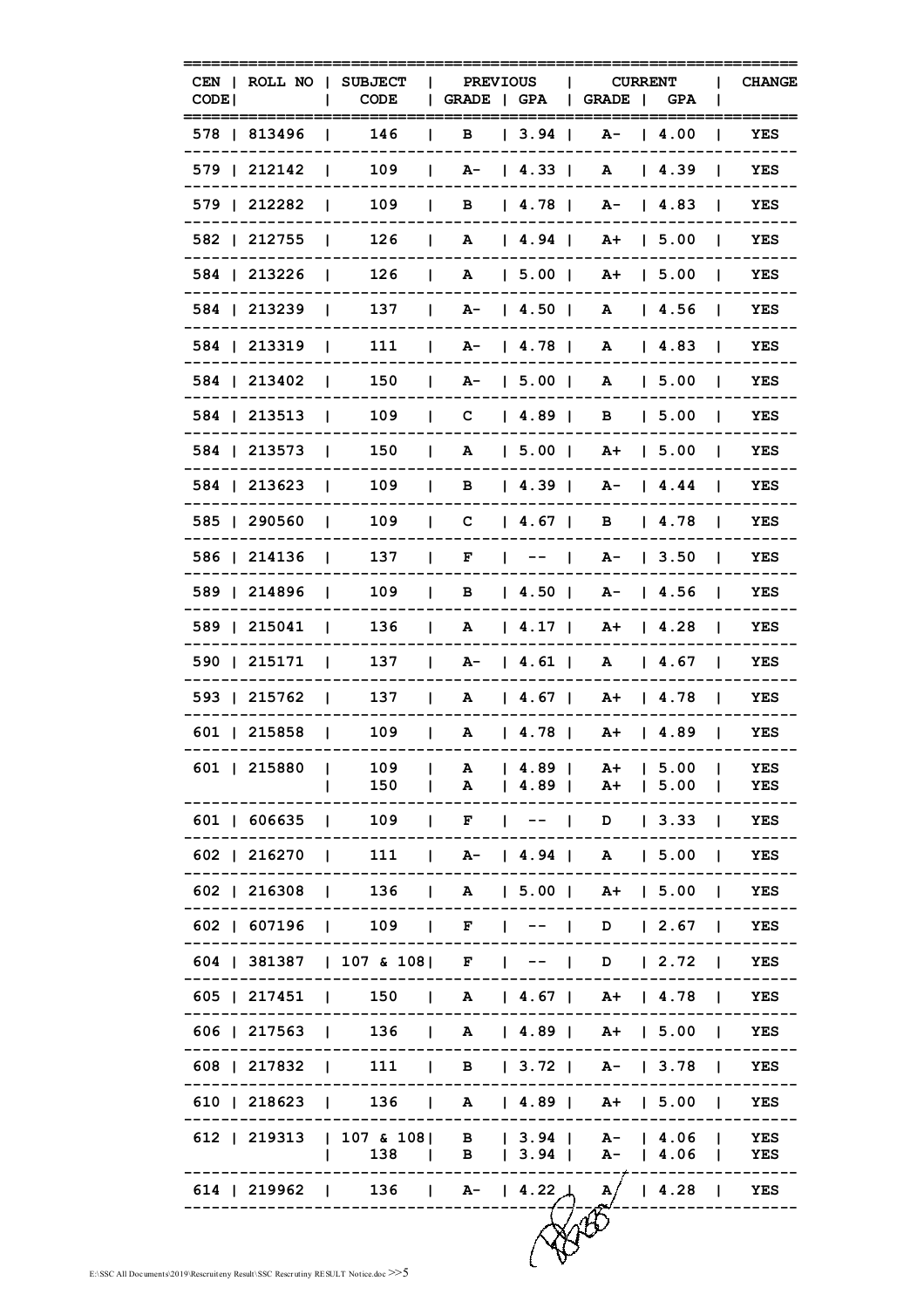| CEN CODE | ROLL NO | SUBJECT CODE | PREVIOUS GRADE | PREVIOUS GPA | CURRENT GRADE | CURRENT GPA | CHANGE |
|---|---|---|---|---|---|---|---|
| 578 | 813496 | 146 | B | 3.94 | A- | 4.00 | YES |
| 579 | 212142 | 109 | A- | 4.33 | A | 4.39 | YES |
| 579 | 212282 | 109 | B | 4.78 | A- | 4.83 | YES |
| 582 | 212755 | 126 | A | 4.94 | A+ | 5.00 | YES |
| 584 | 213226 | 126 | A | 5.00 | A+ | 5.00 | YES |
| 584 | 213239 | 137 | A- | 4.50 | A | 4.56 | YES |
| 584 | 213319 | 111 | A- | 4.78 | A | 4.83 | YES |
| 584 | 213402 | 150 | A- | 5.00 | A | 5.00 | YES |
| 584 | 213513 | 109 | C | 4.89 | B | 5.00 | YES |
| 584 | 213573 | 150 | A | 5.00 | A+ | 5.00 | YES |
| 584 | 213623 | 109 | B | 4.39 | A- | 4.44 | YES |
| 585 | 290560 | 109 | C | 4.67 | B | 4.78 | YES |
| 586 | 214136 | 137 | F | -- | A- | 3.50 | YES |
| 589 | 214896 | 109 | B | 4.50 | A- | 4.56 | YES |
| 589 | 215041 | 136 | A | 4.17 | A+ | 4.28 | YES |
| 590 | 215171 | 137 | A- | 4.61 | A | 4.67 | YES |
| 593 | 215762 | 137 | A | 4.67 | A+ | 4.78 | YES |
| 601 | 215858 | 109 | A | 4.78 | A+ | 4.89 | YES |
| 601 | 215880 | 109 | A | 4.89 | A+ | 5.00 | YES |
| | | 150 | A | 4.89 | A+ | 5.00 | YES |
| 601 | 606635 | 109 | F | -- | D | 3.33 | YES |
| 602 | 216270 | 111 | A- | 4.94 | A | 5.00 | YES |
| 602 | 216308 | 136 | A | 5.00 | A+ | 5.00 | YES |
| 602 | 607196 | 109 | F | -- | D | 2.67 | YES |
| 604 | 381387 | 107 & 108 | F | -- | D | 2.72 | YES |
| 605 | 217451 | 150 | A | 4.67 | A+ | 4.78 | YES |
| 606 | 217563 | 136 | A | 4.89 | A+ | 5.00 | YES |
| 608 | 217832 | 111 | B | 3.72 | A- | 3.78 | YES |
| 610 | 218623 | 136 | A | 4.89 | A+ | 5.00 | YES |
| 612 | 219313 | 107 & 108 | B | 3.94 | A- | 4.06 | YES |
| | | 138 | B | 3.94 | A- | 4.06 | YES |
| 614 | 219962 | 136 | A- | 4.22 | A | 4.28 | YES |

E:\SSC All Documents\2019\Rescruiteny Result\SSC Rescrutiny RESULT Notice.doc >>5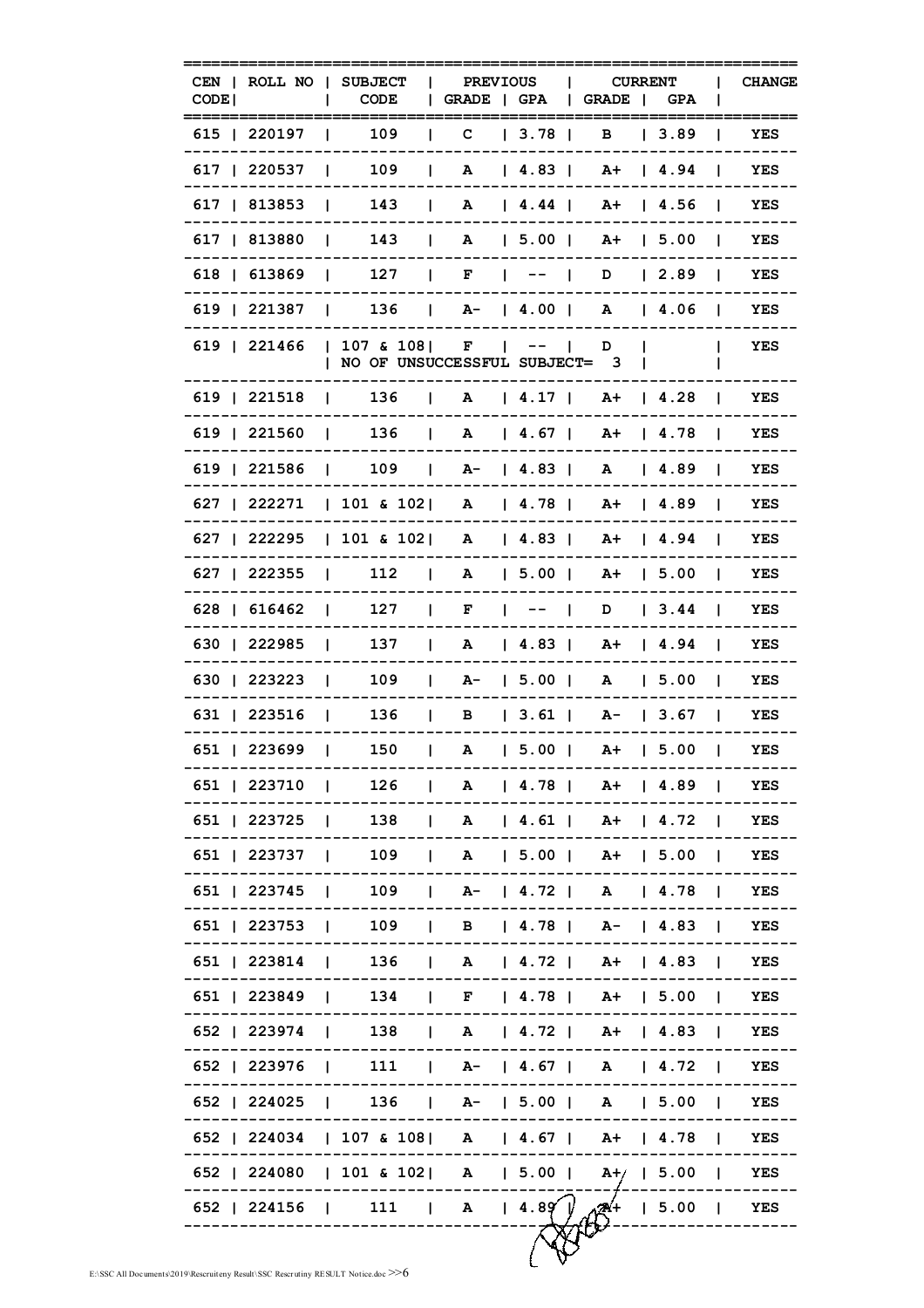| CEN CODE | ROLL NO | SUBJECT CODE | PREVIOUS GRADE | PREVIOUS GPA | CURRENT GRADE | CURRENT GPA | CHANGE |
|---|---|---|---|---|---|---|---|
| 615 | 220197 | 109 | C | 3.78 | B | 3.89 | YES |
| 617 | 220537 | 109 | A | 4.83 | A+ | 4.94 | YES |
| 617 | 813853 | 143 | A | 4.44 | A+ | 4.56 | YES |
| 617 | 813880 | 143 | A | 5.00 | A+ | 5.00 | YES |
| 618 | 613869 | 127 | F | -- | D | 2.89 | YES |
| 619 | 221387 | 136 | A- | 4.00 | A | 4.06 | YES |
| 619 | 221466 | 107 & 108 | F | -- | D | | YES |
| | | NO OF UNSUCCESSFUL SUBJECT= 3 | | | | | |
| 619 | 221518 | 136 | A | 4.17 | A+ | 4.28 | YES |
| 619 | 221560 | 136 | A | 4.67 | A+ | 4.78 | YES |
| 619 | 221586 | 109 | A- | 4.83 | A | 4.89 | YES |
| 627 | 222271 | 101 & 102 | A | 4.78 | A+ | 4.89 | YES |
| 627 | 222295 | 101 & 102 | A | 4.83 | A+ | 4.94 | YES |
| 627 | 222355 | 112 | A | 5.00 | A+ | 5.00 | YES |
| 628 | 616462 | 127 | F | -- | D | 3.44 | YES |
| 630 | 222985 | 137 | A | 4.83 | A+ | 4.94 | YES |
| 630 | 223223 | 109 | A- | 5.00 | A | 5.00 | YES |
| 631 | 223516 | 136 | B | 3.61 | A- | 3.67 | YES |
| 651 | 223699 | 150 | A | 5.00 | A+ | 5.00 | YES |
| 651 | 223710 | 126 | A | 4.78 | A+ | 4.89 | YES |
| 651 | 223725 | 138 | A | 4.61 | A+ | 4.72 | YES |
| 651 | 223737 | 109 | A | 5.00 | A+ | 5.00 | YES |
| 651 | 223745 | 109 | A- | 4.72 | A | 4.78 | YES |
| 651 | 223753 | 109 | B | 4.78 | A- | 4.83 | YES |
| 651 | 223814 | 136 | A | 4.72 | A+ | 4.83 | YES |
| 651 | 223849 | 134 | F | 4.78 | A+ | 5.00 | YES |
| 652 | 223974 | 138 | A | 4.72 | A+ | 4.83 | YES |
| 652 | 223976 | 111 | A- | 4.67 | A | 4.72 | YES |
| 652 | 224025 | 136 | A- | 5.00 | A | 5.00 | YES |
| 652 | 224034 | 107 & 108 | A | 4.67 | A+ | 4.78 | YES |
| 652 | 224080 | 101 & 102 | A | 5.00 | A+ | 5.00 | YES |
| 652 | 224156 | 111 | A | 4.89 | A+ | 5.00 | YES |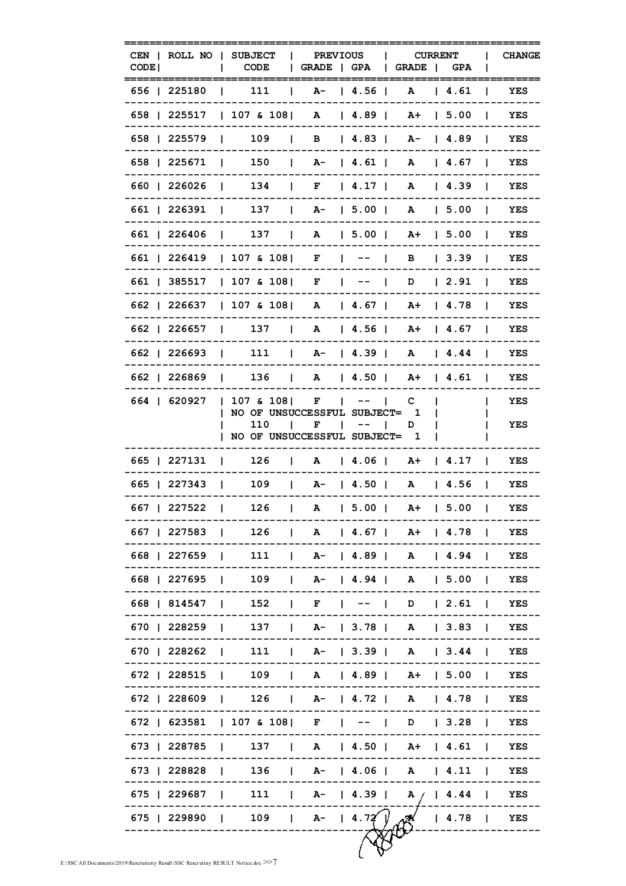| CEN CODE | ROLL NO | SUBJECT CODE | PREVIOUS GRADE | PREVIOUS GPA | CURRENT GRADE | CURRENT GPA | CHANGE |
|---|---|---|---|---|---|---|---|
| 656 | 225180 | 111 | A- | 4.56 | A | 4.61 | YES |
| 658 | 225517 | 107 & 108 | A | 4.89 | A+ | 5.00 | YES |
| 658 | 225579 | 109 | B | 4.83 | A- | 4.89 | YES |
| 658 | 225671 | 150 | A- | 4.61 | A | 4.67 | YES |
| 660 | 226026 | 134 | F | 4.17 | A | 4.39 | YES |
| 661 | 226391 | 137 | A- | 5.00 | A | 5.00 | YES |
| 661 | 226406 | 137 | A | 5.00 | A+ | 5.00 | YES |
| 661 | 226419 | 107 & 108 | F | -- | B | 3.39 | YES |
| 661 | 385517 | 107 & 108 | F | -- | D | 2.91 | YES |
| 662 | 226637 | 107 & 108 | A | 4.67 | A+ | 4.78 | YES |
| 662 | 226657 | 137 | A | 4.56 | A+ | 4.67 | YES |
| 662 | 226693 | 111 | A- | 4.39 | A | 4.44 | YES |
| 662 | 226869 | 136 | A | 4.50 | A+ | 4.61 | YES |
| 664 | 620927 | 107 & 108 | F | -- | C | | YES |
| | | NO OF UNSUCCESSFUL SUBJECT= 1 | | | | | |
| | | 110 | F | -- | D | | YES |
| | | NO OF UNSUCCESSFUL SUBJECT= 1 | | | | | |
| 665 | 227131 | 126 | A | 4.06 | A+ | 4.17 | YES |
| 665 | 227343 | 109 | A- | 4.50 | A | 4.56 | YES |
| 667 | 227522 | 126 | A | 5.00 | A+ | 5.00 | YES |
| 667 | 227583 | 126 | A | 4.67 | A+ | 4.78 | YES |
| 668 | 227659 | 111 | A- | 4.89 | A | 4.94 | YES |
| 668 | 227695 | 109 | A- | 4.94 | A | 5.00 | YES |
| 668 | 814547 | 152 | F | -- | D | 2.61 | YES |
| 670 | 228259 | 137 | A- | 3.78 | A | 3.83 | YES |
| 670 | 228262 | 111 | A- | 3.39 | A | 3.44 | YES |
| 672 | 228515 | 109 | A | 4.89 | A+ | 5.00 | YES |
| 672 | 228609 | 126 | A- | 4.72 | A | 4.78 | YES |
| 672 | 623581 | 107 & 108 | F | -- | D | 3.28 | YES |
| 673 | 228785 | 137 | A | 4.50 | A+ | 4.61 | YES |
| 673 | 228828 | 136 | A- | 4.06 | A | 4.11 | YES |
| 675 | 229687 | 111 | A- | 4.39 | A | 4.44 | YES |
| 675 | 229890 | 109 | A- | 4.72 | A | 4.78 | YES |

E:\SSC All Documents\2019\Rescruiteny Result\SSC Rescrutiny RESULT Notice.doc >>7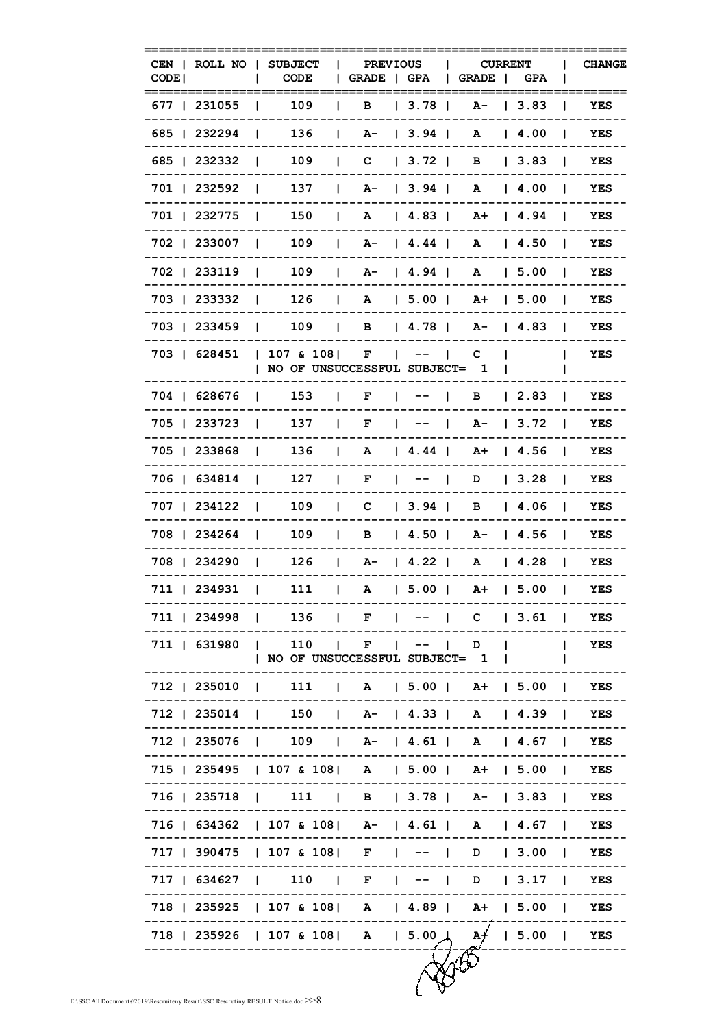| CEN CODE | ROLL NO | SUBJECT CODE | PREVIOUS GRADE | PREVIOUS GPA | CURRENT GRADE | CURRENT GPA | CHANGE |
|---|---|---|---|---|---|---|---|
| 677 | 231055 | 109 | B | 3.78 | A- | 3.83 | YES |
| 685 | 232294 | 136 | A- | 3.94 | A | 4.00 | YES |
| 685 | 232332 | 109 | C | 3.72 | B | 3.83 | YES |
| 701 | 232592 | 137 | A- | 3.94 | A | 4.00 | YES |
| 701 | 232775 | 150 | A | 4.83 | A+ | 4.94 | YES |
| 702 | 233007 | 109 | A- | 4.44 | A | 4.50 | YES |
| 702 | 233119 | 109 | A- | 4.94 | A | 5.00 | YES |
| 703 | 233332 | 126 | A | 5.00 | A+ | 5.00 | YES |
| 703 | 233459 | 109 | B | 4.78 | A- | 4.83 | YES |
| 703 | 628451 | 107 & 108 | F | -- | C | | YES |
| | | NO OF UNSUCCESSFUL SUBJECT= 1 | | | | | |
| 704 | 628676 | 153 | F | -- | B | 2.83 | YES |
| 705 | 233723 | 137 | F | -- | A- | 3.72 | YES |
| 705 | 233868 | 136 | A | 4.44 | A+ | 4.56 | YES |
| 706 | 634814 | 127 | F | -- | D | 3.28 | YES |
| 707 | 234122 | 109 | C | 3.94 | B | 4.06 | YES |
| 708 | 234264 | 109 | B | 4.50 | A- | 4.56 | YES |
| 708 | 234290 | 126 | A- | 4.22 | A | 4.28 | YES |
| 711 | 234931 | 111 | A | 5.00 | A+ | 5.00 | YES |
| 711 | 234998 | 136 | F | -- | C | 3.61 | YES |
| 711 | 631980 | 110 | F | -- | D | | YES |
| | | NO OF UNSUCCESSFUL SUBJECT= 1 | | | | | |
| 712 | 235010 | 111 | A | 5.00 | A+ | 5.00 | YES |
| 712 | 235014 | 150 | A- | 4.33 | A | 4.39 | YES |
| 712 | 235076 | 109 | A- | 4.61 | A | 4.67 | YES |
| 715 | 235495 | 107 & 108 | A | 5.00 | A+ | 5.00 | YES |
| 716 | 235718 | 111 | B | 3.78 | A- | 3.83 | YES |
| 716 | 634362 | 107 & 108 | A- | 4.61 | A | 4.67 | YES |
| 717 | 390475 | 107 & 108 | F | -- | D | 3.00 | YES |
| 717 | 634627 | 110 | F | -- | D | 3.17 | YES |
| 718 | 235925 | 107 & 108 | A | 4.89 | A+ | 5.00 | YES |
| 718 | 235926 | 107 & 108 | A | 5.00 | A+ | 5.00 | YES |

E:\SSC All Documents\2019\Rescruiteny Result\SSC Rescrutiny RESULT Notice.doc >>8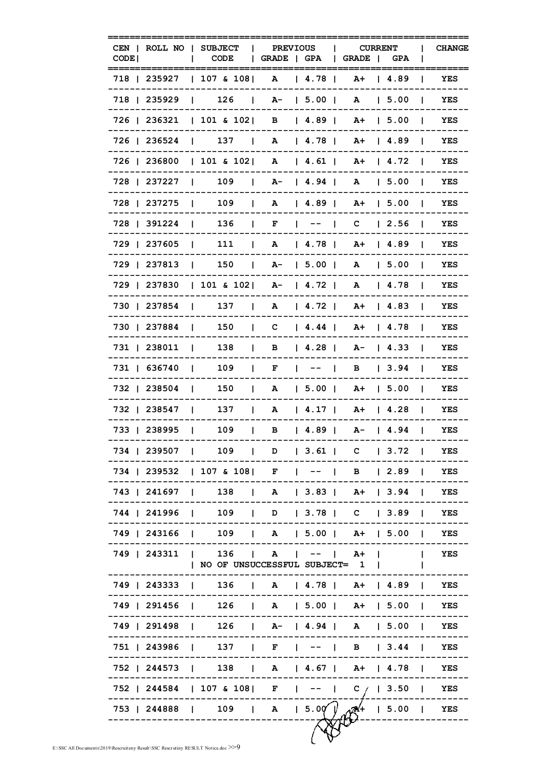| CEN CODE | ROLL NO | SUBJECT CODE | PREVIOUS GRADE | PREVIOUS GPA | CURRENT GRADE | CURRENT GPA | CHANGE |
|---|---|---|---|---|---|---|---|
| 718 | 235927 | 107 & 108 | A | 4.78 | A+ | 4.89 | YES |
| 718 | 235929 | 126 | A- | 5.00 | A | 5.00 | YES |
| 726 | 236321 | 101 & 102 | B | 4.89 | A+ | 5.00 | YES |
| 726 | 236524 | 137 | A | 4.78 | A+ | 4.89 | YES |
| 726 | 236800 | 101 & 102 | A | 4.61 | A+ | 4.72 | YES |
| 728 | 237227 | 109 | A- | 4.94 | A | 5.00 | YES |
| 728 | 237275 | 109 | A | 4.89 | A+ | 5.00 | YES |
| 728 | 391224 | 136 | F | -- | C | 2.56 | YES |
| 729 | 237605 | 111 | A | 4.78 | A+ | 4.89 | YES |
| 729 | 237813 | 150 | A- | 5.00 | A | 5.00 | YES |
| 729 | 237830 | 101 & 102 | A- | 4.72 | A | 4.78 | YES |
| 730 | 237854 | 137 | A | 4.72 | A+ | 4.83 | YES |
| 730 | 237884 | 150 | C | 4.44 | A+ | 4.78 | YES |
| 731 | 238011 | 138 | B | 4.28 | A- | 4.33 | YES |
| 731 | 636740 | 109 | F | -- | B | 3.94 | YES |
| 732 | 238504 | 150 | A | 5.00 | A+ | 5.00 | YES |
| 732 | 238547 | 137 | A | 4.17 | A+ | 4.28 | YES |
| 733 | 238995 | 109 | B | 4.89 | A- | 4.94 | YES |
| 734 | 239507 | 109 | D | 3.61 | C | 3.72 | YES |
| 734 | 239532 | 107 & 108 | F | -- | B | 2.89 | YES |
| 743 | 241697 | 138 | A | 3.83 | A+ | 3.94 | YES |
| 744 | 241996 | 109 | D | 3.78 | C | 3.89 | YES |
| 749 | 243166 | 109 | A | 5.00 | A+ | 5.00 | YES |
| 749 | 243311 | 136<br>NO OF UNSUCCESSFUL SUBJECT= 1 | A | -- | A+ | | YES |
| 749 | 243333 | 136 | A | 4.78 | A+ | 4.89 | YES |
| 749 | 291456 | 126 | A | 5.00 | A+ | 5.00 | YES |
| 749 | 291498 | 126 | A- | 4.94 | A | 5.00 | YES |
| 751 | 243986 | 137 | F | -- | B | 3.44 | YES |
| 752 | 244573 | 138 | A | 4.67 | A+ | 4.78 | YES |
| 752 | 244584 | 107 & 108 | F | -- | C | 3.50 | YES |
| 753 | 244888 | 109 | A | 5.00 | A+ | 5.00 | YES |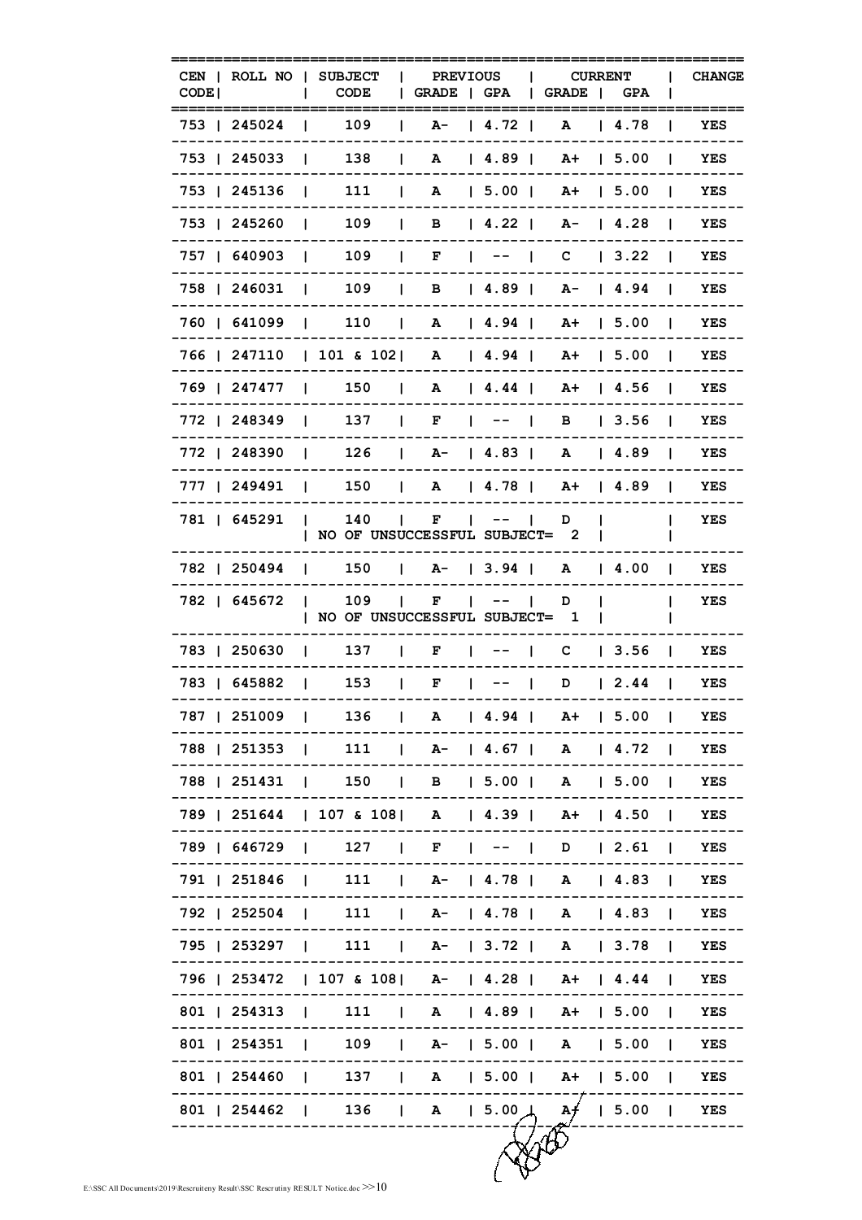| CEN CODE | ROLL NO | SUBJECT CODE | PREVIOUS | | CURRENT | | CHANGE |
|---|---|---|---|---|---|---|---|
| | | | GRADE | GPA | GRADE | GPA | |
| 753 | 245024 | 109 | A- | 4.72 | A | 4.78 | YES |
| 753 | 245033 | 138 | A | 4.89 | A+ | 5.00 | YES |
| 753 | 245136 | 111 | A | 5.00 | A+ | 5.00 | YES |
| 753 | 245260 | 109 | B | 4.22 | A- | 4.28 | YES |
| 757 | 640903 | 109 | F | -- | C | 3.22 | YES |
| 758 | 246031 | 109 | B | 4.89 | A- | 4.94 | YES |
| 760 | 641099 | 110 | A | 4.94 | A+ | 5.00 | YES |
| 766 | 247110 | 101 & 102 | A | 4.94 | A+ | 5.00 | YES |
| 769 | 247477 | 150 | A | 4.44 | A+ | 4.56 | YES |
| 772 | 248349 | 137 | F | -- | B | 3.56 | YES |
| 772 | 248390 | 126 | A- | 4.83 | A | 4.89 | YES |
| 777 | 249491 | 150 | A | 4.78 | A+ | 4.89 | YES |
| 781 | 645291 | 140 | F | -- | D | | YES |
| | | NO OF UNSUCCESSFUL SUBJECT= 2 | | | | | |
| 782 | 250494 | 150 | A- | 3.94 | A | 4.00 | YES |
| 782 | 645672 | 109 | F | -- | D | | YES |
| | | NO OF UNSUCCESSFUL SUBJECT= 1 | | | | | |
| 783 | 250630 | 137 | F | -- | C | 3.56 | YES |
| 783 | 645882 | 153 | F | -- | D | 2.44 | YES |
| 787 | 251009 | 136 | A | 4.94 | A+ | 5.00 | YES |
| 788 | 251353 | 111 | A- | 4.67 | A | 4.72 | YES |
| 788 | 251431 | 150 | B | 5.00 | A | 5.00 | YES |
| 789 | 251644 | 107 & 108 | A | 4.39 | A+ | 4.50 | YES |
| 789 | 646729 | 127 | F | -- | D | 2.61 | YES |
| 791 | 251846 | 111 | A- | 4.78 | A | 4.83 | YES |
| 792 | 252504 | 111 | A- | 4.78 | A | 4.83 | YES |
| 795 | 253297 | 111 | A- | 3.72 | A | 3.78 | YES |
| 796 | 253472 | 107 & 108 | A- | 4.28 | A+ | 4.44 | YES |
| 801 | 254313 | 111 | A | 4.89 | A+ | 5.00 | YES |
| 801 | 254351 | 109 | A- | 5.00 | A | 5.00 | YES |
| 801 | 254460 | 137 | A | 5.00 | A+ | 5.00 | YES |
| 801 | 254462 | 136 | A | 5.00 | A+ | 5.00 | YES |

E:\SSC All Documents\2019\Rescruiteny Result\SSC Rescrutiny RESULT Notice.doc >>10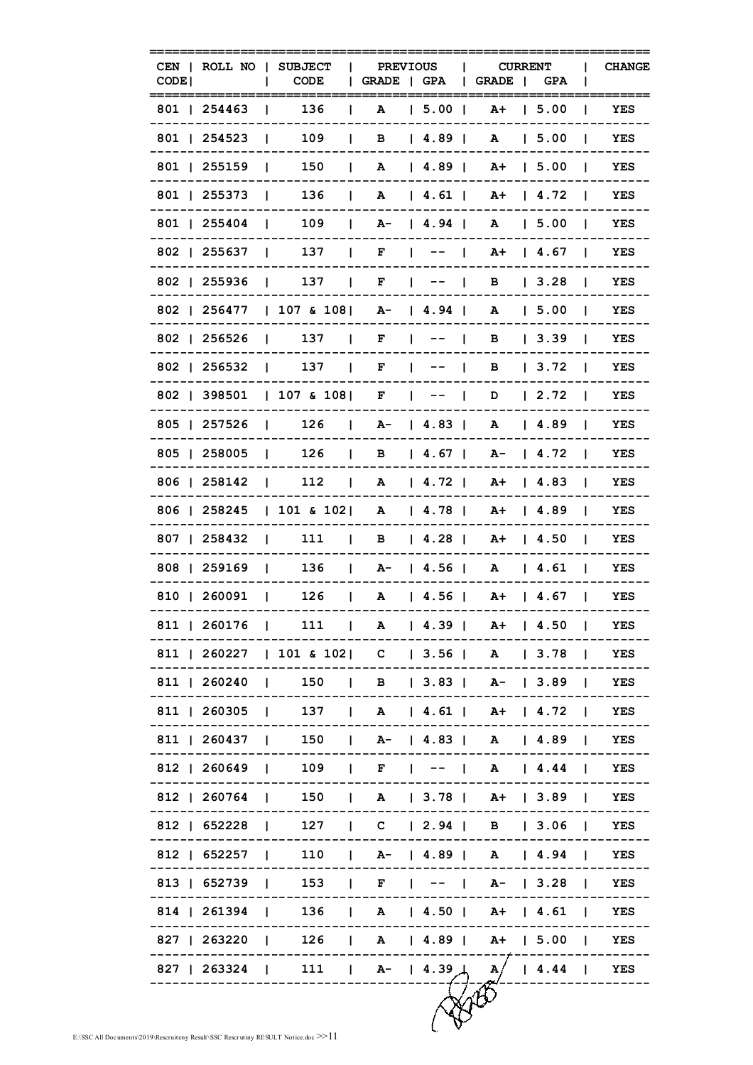| CEN CODE | ROLL NO | SUBJECT CODE | PREVIOUS GRADE | PREVIOUS GPA | CURRENT GRADE | CURRENT GPA | CHANGE |
|---|---|---|---|---|---|---|---|
| 801 | 254463 | 136 | A | 5.00 | A+ | 5.00 | YES |
| 801 | 254523 | 109 | B | 4.89 | A | 5.00 | YES |
| 801 | 255159 | 150 | A | 4.89 | A+ | 5.00 | YES |
| 801 | 255373 | 136 | A | 4.61 | A+ | 4.72 | YES |
| 801 | 255404 | 109 | A- | 4.94 | A | 5.00 | YES |
| 802 | 255637 | 137 | F | -- | A+ | 4.67 | YES |
| 802 | 255936 | 137 | F | -- | B | 3.28 | YES |
| 802 | 256477 | 107 & 108 | A- | 4.94 | A | 5.00 | YES |
| 802 | 256526 | 137 | F | -- | B | 3.39 | YES |
| 802 | 256532 | 137 | F | -- | B | 3.72 | YES |
| 802 | 398501 | 107 & 108 | F | -- | D | 2.72 | YES |
| 805 | 257526 | 126 | A- | 4.83 | A | 4.89 | YES |
| 805 | 258005 | 126 | B | 4.67 | A- | 4.72 | YES |
| 806 | 258142 | 112 | A | 4.72 | A+ | 4.83 | YES |
| 806 | 258245 | 101 & 102 | A | 4.78 | A+ | 4.89 | YES |
| 807 | 258432 | 111 | B | 4.28 | A+ | 4.50 | YES |
| 808 | 259169 | 136 | A- | 4.56 | A | 4.61 | YES |
| 810 | 260091 | 126 | A | 4.56 | A+ | 4.67 | YES |
| 811 | 260176 | 111 | A | 4.39 | A+ | 4.50 | YES |
| 811 | 260227 | 101 & 102 | C | 3.56 | A | 3.78 | YES |
| 811 | 260240 | 150 | B | 3.83 | A- | 3.89 | YES |
| 811 | 260305 | 137 | A | 4.61 | A+ | 4.72 | YES |
| 811 | 260437 | 150 | A- | 4.83 | A | 4.89 | YES |
| 812 | 260649 | 109 | F | -- | A | 4.44 | YES |
| 812 | 260764 | 150 | A | 3.78 | A+ | 3.89 | YES |
| 812 | 652228 | 127 | C | 2.94 | B | 3.06 | YES |
| 812 | 652257 | 110 | A- | 4.89 | A | 4.94 | YES |
| 813 | 652739 | 153 | F | -- | A- | 3.28 | YES |
| 814 | 261394 | 136 | A | 4.50 | A+ | 4.61 | YES |
| 827 | 263220 | 126 | A | 4.89 | A+ | 5.00 | YES |
| 827 | 263324 | 111 | A- | 4.39 | A | 4.44 | YES |

E:\SSC All Documents\2019\Rescruiteny Result\SSC Rescrutiny RESULT Notice.doc >>11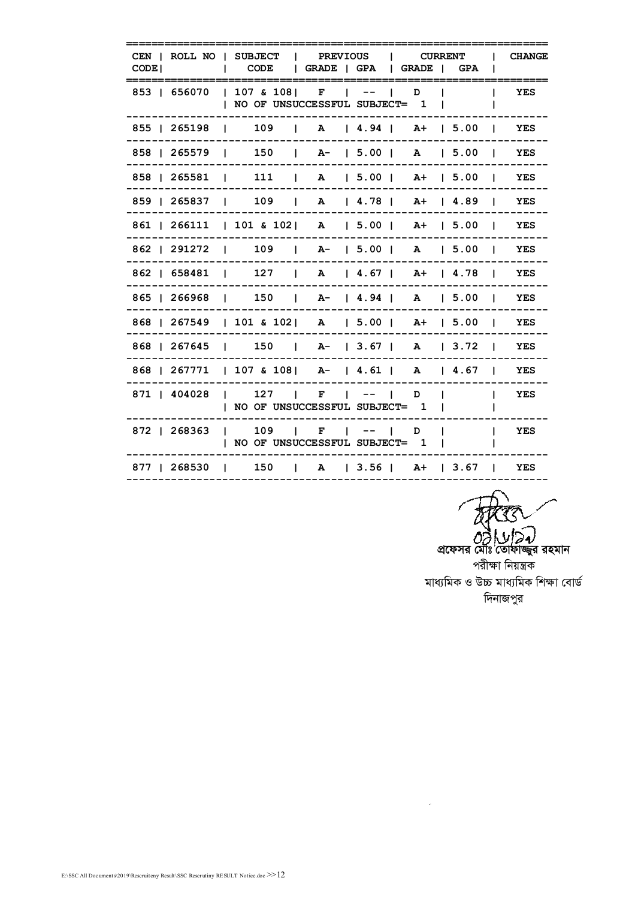| CEN CODE | ROLL NO | SUBJECT CODE | PREVIOUS GRADE | PREVIOUS GPA | CURRENT GRADE | CURRENT GPA | CHANGE |
|---|---|---|---|---|---|---|---|
| 853 | 656070 | 107 & 108 | F | -- | D | | YES |
| | | NO OF UNSUCCESSFUL SUBJECT= 1 | | | | | |
| 855 | 265198 | 109 | A | 4.94 | A+ | 5.00 | YES |
| 858 | 265579 | 150 | A- | 5.00 | A | 5.00 | YES |
| 858 | 265581 | 111 | A | 5.00 | A+ | 5.00 | YES |
| 859 | 265837 | 109 | A | 4.78 | A+ | 4.89 | YES |
| 861 | 266111 | 101 & 102 | A | 5.00 | A+ | 5.00 | YES |
| 862 | 291272 | 109 | A- | 5.00 | A | 5.00 | YES |
| 862 | 658481 | 127 | A | 4.67 | A+ | 4.78 | YES |
| 865 | 266968 | 150 | A- | 4.94 | A | 5.00 | YES |
| 868 | 267549 | 101 & 102 | A | 5.00 | A+ | 5.00 | YES |
| 868 | 267645 | 150 | A- | 3.67 | A | 3.72 | YES |
| 868 | 267771 | 107 & 108 | A- | 4.61 | A | 4.67 | YES |
| 871 | 404028 | 127 | F | -- | D | | YES |
| | | NO OF UNSUCCESSFUL SUBJECT= 1 | | | | | |
| 872 | 268363 | 109 | F | -- | D | | YES |
| | | NO OF UNSUCCESSFUL SUBJECT= 1 | | | | | |
| 877 | 268530 | 150 | A | 3.56 | A+ | 3.67 | YES |

**প্রফেসর মোঃ তোফাজ্জুর রহমান**
পরীক্ষা নিয়ন্ত্রক
মাধ্যমিক ও উচ্চ মাধ্যমিক শিক্ষা বোর্ড
দিনাজপুর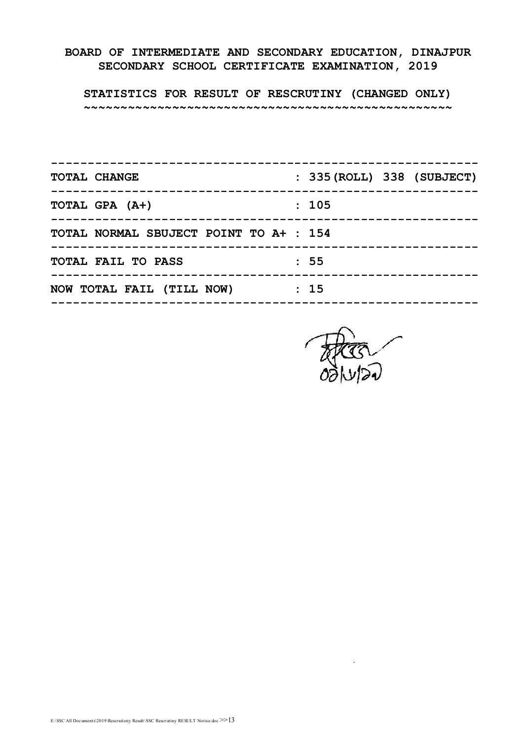**BOARD OF INTERMEDIATE AND SECONDARY EDUCATION, DINAJPUR**
**SECONDARY SCHOOL CERTIFICATE EXAMINATION, 2019**

**STATISTICS FOR RESULT OF RESCRUTINY (CHANGED ONLY)**

| | |
|---|---|
| **TOTAL CHANGE** | **: 335(ROLL) 338 (SUBJECT)** |
| **TOTAL GPA (A+)** | **: 105** |
| **TOTAL NORMAL SBUJECT POINT TO A+** | **: 154** |
| **TOTAL FAIL TO PASS** | **: 55** |
| **NOW TOTAL FAIL (TILL NOW)** | **: 15** |

০২/১০/১৯

E:\SSC All Documents\2019\Rescruiteny Result\SSC Rescrutiny RESULT Notice.doc